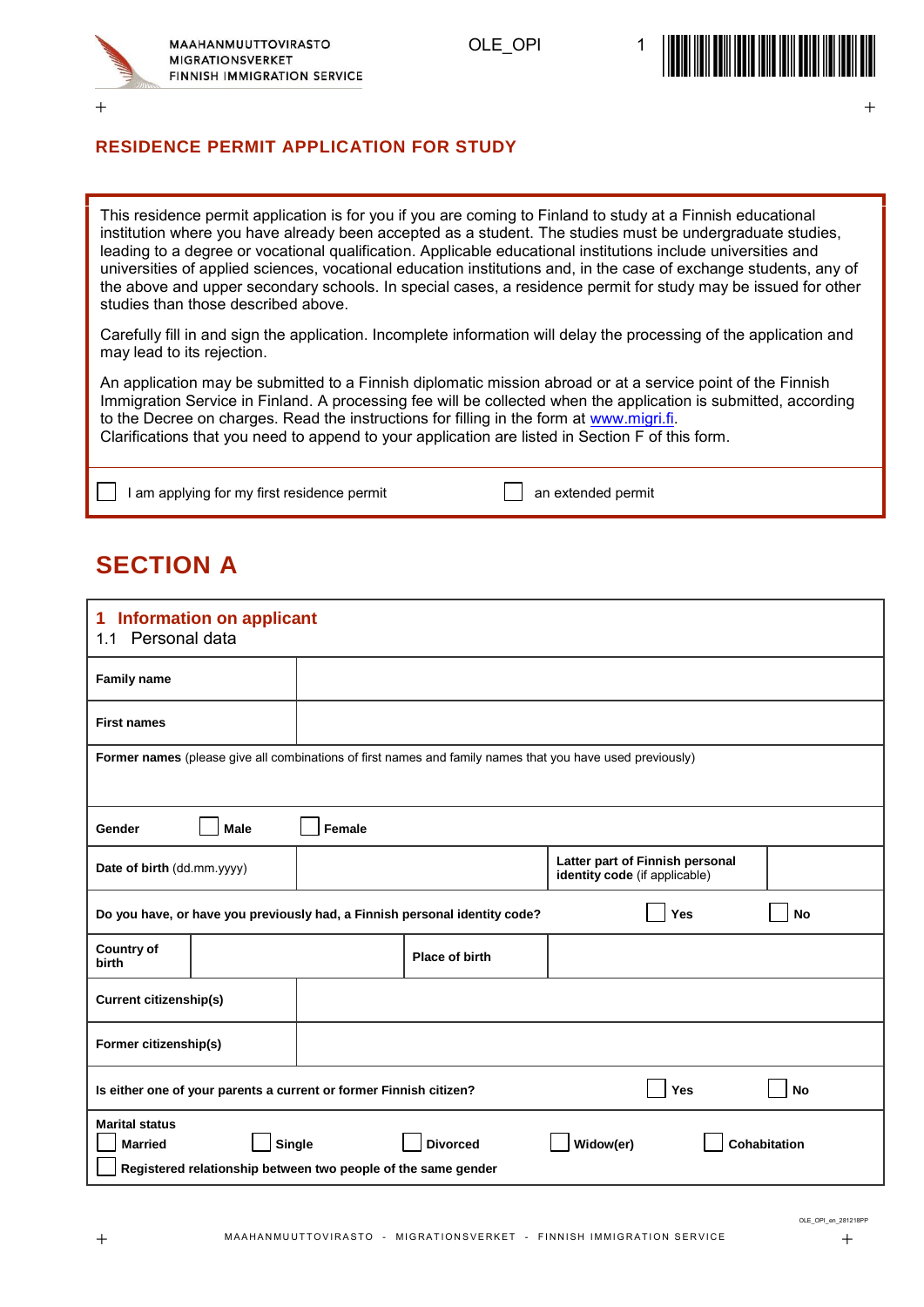# RESIDENCE PERMIT APPLICATION FOR STUDY

This residence permit application is for you if you are coming to Finland to study at a Finnish educational institution where you have already been accepted as a student. The studies must be undergraduate studies, leading to a degree or vocational qualification. Applicable educational institutions include universities and universities of applied sciences, vocational education institutions and, in the case of exchange students, any of the above and upper secondary schools. In special cases, a residence permit for study may be issued for other studies than those described above.

Carefully fill in and sign the application. Incomplete information will delay the processing of the application and may lead to its rejection.

An application may be submitted to a Finnish diplomatic mission abroad or at a service point of the Finnish Immigration Service in Finland. A processing fee will be collected when the application is submitted, according to the Decree on charges. Read the instructions for filling in the form at www.migri.fi.
Clarifications that you need to append to your application are listed in Section F of this form.

☐ I am applying for my first residence permit ☐ an extended permit

# SECTION A

## 1 Information on applicant

### 1.1 Personal data

| | |
|---|---|
| **Family name** | |
| **First names** | |

**Former names** (please give all combinations of first names and family names that you have used previously)

**Gender** ☐ **Male** ☐ **Female**

| | | | |
|---|---|---|---|
| **Date of birth** (dd.mm.yyyy) | | **Latter part of Finnish personal identity code** (if applicable) | |

**Do you have, or have you previously had, a Finnish personal identity code?** ☐ **Yes** ☐ **No**

| | | | |
|---|---|---|---|
| **Country of birth** | | **Place of birth** | |

| | |
|---|---|
| **Current citizenship(s)** | |
| **Former citizenship(s)** | |

**Is either one of your parents a current or former Finnish citizen?** ☐ **Yes** ☐ **No**

**Marital status**
☐ **Married** ☐ **Single** ☐ **Divorced** ☐ **Widow(er)** ☐ **Cohabitation**
☐ **Registered relationship between two people of the same gender**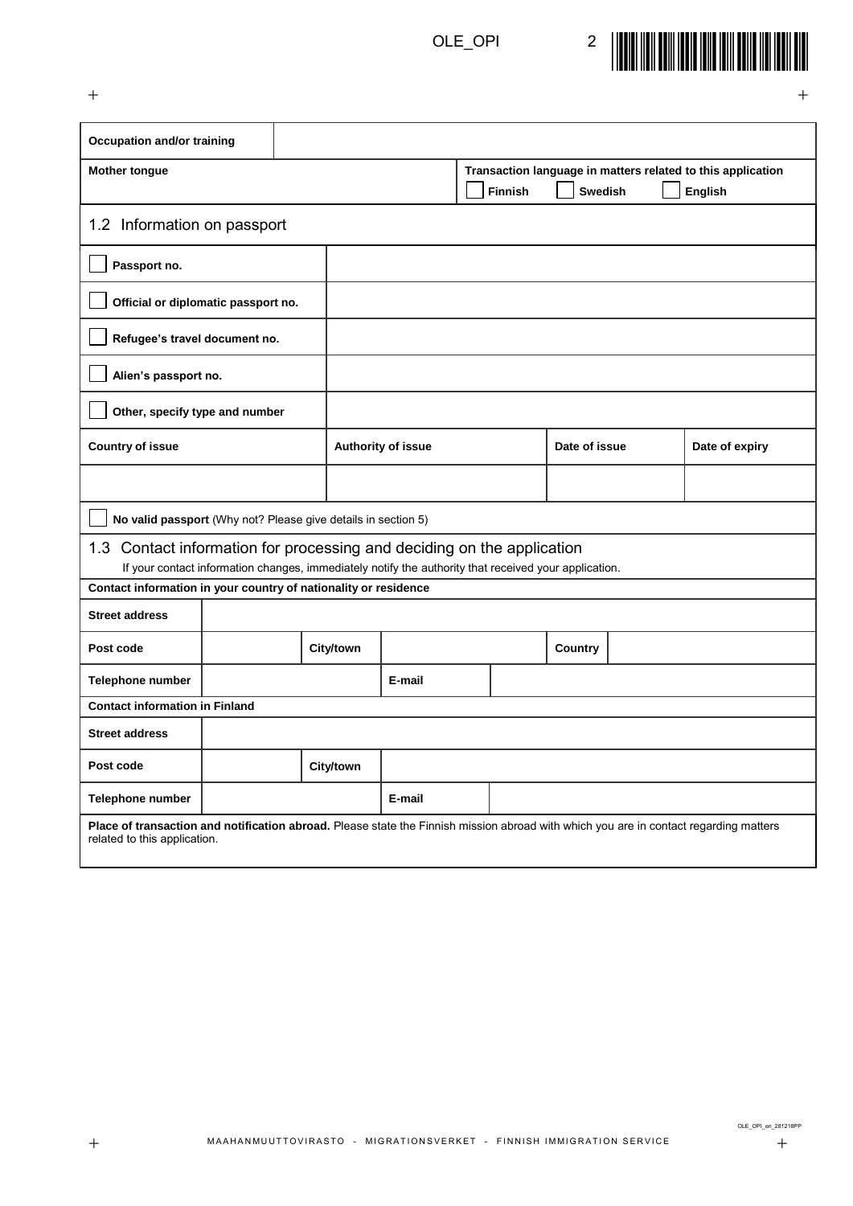| Occupation and/or training | |
|---|---|

| Mother tongue | Transaction language in matters related to this application |
|---|---|
| | ☐ Finnish ☐ Swedish ☐ English |

## 1.2 Information on passport

| | |
|---|---|
| ☐ **Passport no.** | |
| ☐ **Official or diplomatic passport no.** | |
| ☐ **Refugee's travel document no.** | |
| ☐ **Alien's passport no.** | |
| ☐ **Other, specify type and number** | |

| Country of issue | Authority of issue | Date of issue | Date of expiry |
|---|---|---|---|
| | | | |

☐ **No valid passport** (Why not? Please give details in section 5)

## 1.3 Contact information for processing and deciding on the application

If your contact information changes, immediately notify the authority that received your application.

**Contact information in your country of nationality or residence**

| | | | | | |
|---|---|---|---|---|---|
| **Street address** | | | | | |
| **Post code** | | **City/town** | | **Country** | |
| **Telephone number** | | **E-mail** | | | |

**Contact information in Finland**

| | | | |
|---|---|---|---|
| **Street address** | | | |
| **Post code** | | **City/town** | |
| **Telephone number** | | **E-mail** | |

**Place of transaction and notification abroad.** Please state the Finnish mission abroad with which you are in contact regarding matters related to this application.

MAAHANMUUTTOVIRASTO - MIGRATIONSVERKET - FINNISH IMMIGRATION SERVICE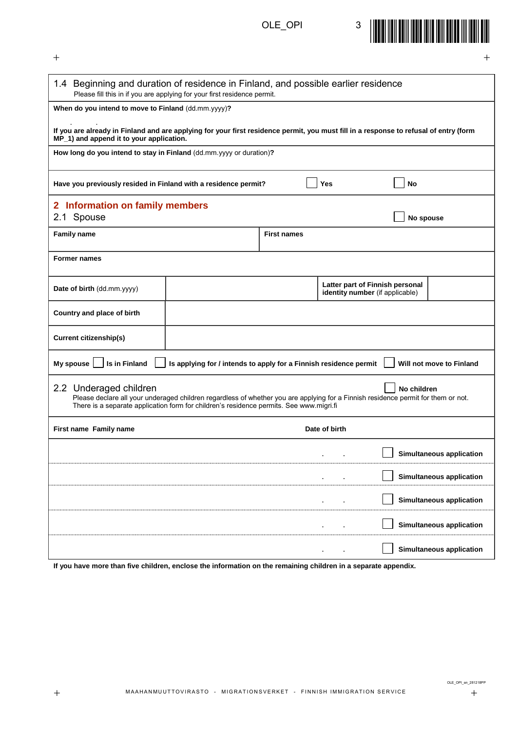## 1.4 Beginning and duration of residence in Finland, and possible earlier residence

Please fill this in if you are applying for your first residence permit.

**When do you intend to move to Finland** (dd.mm.yyyy)**?**

**If you are already in Finland and are applying for your first residence permit, you must fill in a response to refusal of entry (form MP_1) and append it to your application.**

**How long do you intend to stay in Finland** (dd.mm.yyyy or duration)**?**

**Have you previously resided in Finland with a residence permit?** ☐ **Yes** ☐ **No**

## 2 Information on family members

### 2.1 Spouse

☐ **No spouse**

| **Family name** | **First names** |
|---|---|
| | |

**Former names**

| **Date of birth** (dd.mm.yyyy) | | **Latter part of Finnish personal identity number** (if applicable) | |
|---|---|---|---|
| **Country and place of birth** | | | |
| **Current citizenship(s)** | | | |

**My spouse** ☐ **Is in Finland** ☐ **Is applying for / intends to apply for a Finnish residence permit** ☐ **Will not move to Finland**

### 2.2 Underaged children

☐ **No children**

Please declare all your underaged children regardless of whether you are applying for a Finnish residence permit for them or not. There is a separate application form for children's residence permits. See www.migri.fi

| **First name Family name** | **Date of birth** | |
|---|---|---|
| | . . | ☐ **Simultaneous application** |
| | . . | ☐ **Simultaneous application** |
| | . . | ☐ **Simultaneous application** |
| | . . | ☐ **Simultaneous application** |
| | . . | ☐ **Simultaneous application** |

**If you have more than five children, enclose the information on the remaining children in a separate appendix.**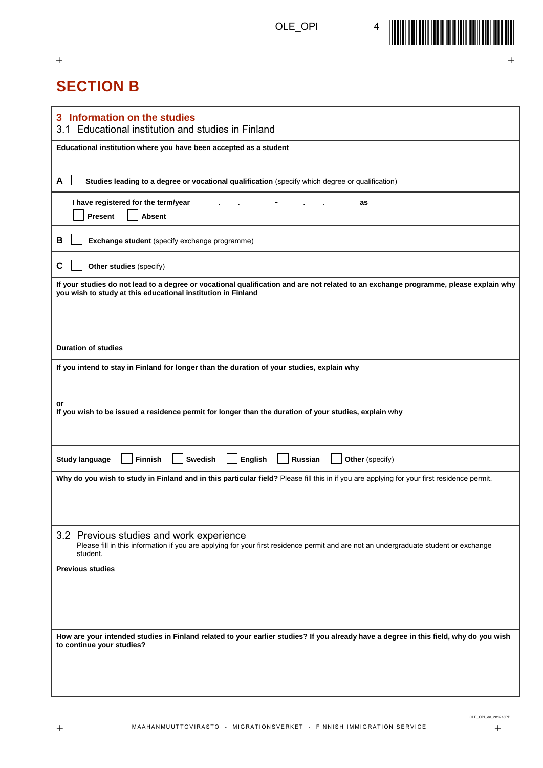# SECTION B

## 3 Information on the studies

### 3.1 Educational institution and studies in Finland

**Educational institution where you have been accepted as a student**

**A** ☐ **Studies leading to a degree or vocational qualification** (specify which degree or qualification)

**I have registered for the term/year** . . - . . **as**

☐ **Present** ☐ **Absent**

**B** ☐ **Exchange student** (specify exchange programme)

**C** ☐ **Other studies** (specify)

**If your studies do not lead to a degree or vocational qualification and are not related to an exchange programme, please explain why you wish to study at this educational institution in Finland**

**Duration of studies**

**If you intend to stay in Finland for longer than the duration of your studies, explain why**

**or**

**If you wish to be issued a residence permit for longer than the duration of your studies, explain why**

**Study language** ☐ **Finnish** ☐ **Swedish** ☐ **English** ☐ **Russian** ☐ **Other** (specify)

**Why do you wish to study in Finland and in this particular field?** Please fill this in if you are applying for your first residence permit.

### 3.2 Previous studies and work experience

Please fill in this information if you are applying for your first residence permit and are not an undergraduate student or exchange student.

**Previous studies**

**How are your intended studies in Finland related to your earlier studies? If you already have a degree in this field, why do you wish to continue your studies?**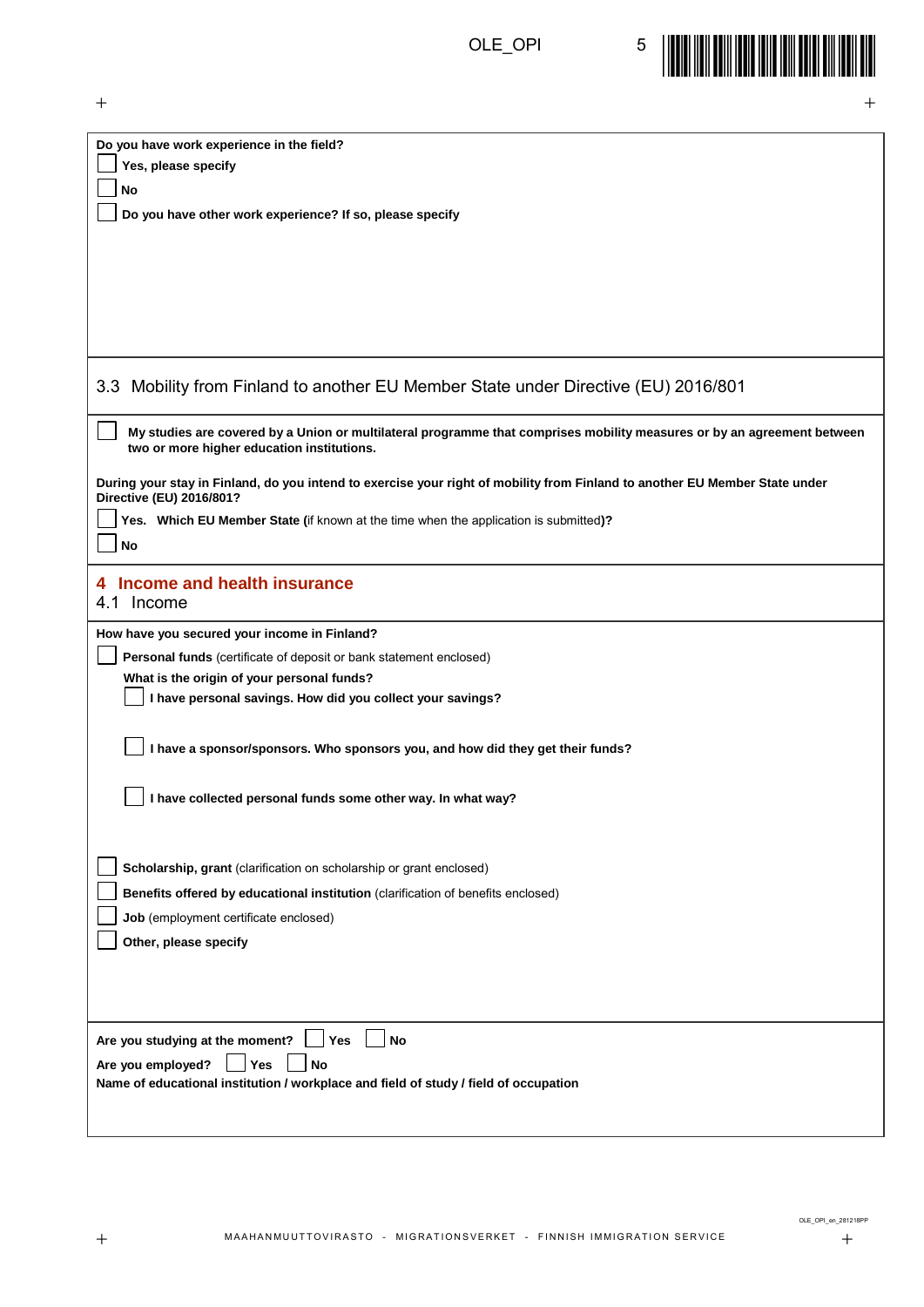**Do you have work experience in the field?**

☐ **Yes, please specify**

☐ **No**

☐ **Do you have other work experience? If so, please specify**

### 3.3 Mobility from Finland to another EU Member State under Directive (EU) 2016/801

☐ **My studies are covered by a Union or multilateral programme that comprises mobility measures or by an agreement between two or more higher education institutions.**

**During your stay in Finland, do you intend to exercise your right of mobility from Finland to another EU Member State under Directive (EU) 2016/801?**

☐ **Yes. Which EU Member State (**if known at the time when the application is submitted**)?**

☐ **No**

## 4 Income and health insurance

### 4.1 Income

**How have you secured your income in Finland?**

☐ **Personal funds** (certificate of deposit or bank statement enclosed)

**What is the origin of your personal funds?**

- ☐ **I have personal savings. How did you collect your savings?**
- ☐ **I have a sponsor/sponsors. Who sponsors you, and how did they get their funds?**
- ☐ **I have collected personal funds some other way. In what way?**

☐ **Scholarship, grant** (clarification on scholarship or grant enclosed)

☐ **Benefits offered by educational institution** (clarification of benefits enclosed)

☐ **Job** (employment certificate enclosed)

☐ **Other, please specify**

**Are you studying at the moment?** ☐ **Yes** ☐ **No**

**Are you employed?** ☐ **Yes** ☐ **No**

**Name of educational institution / workplace and field of study / field of occupation**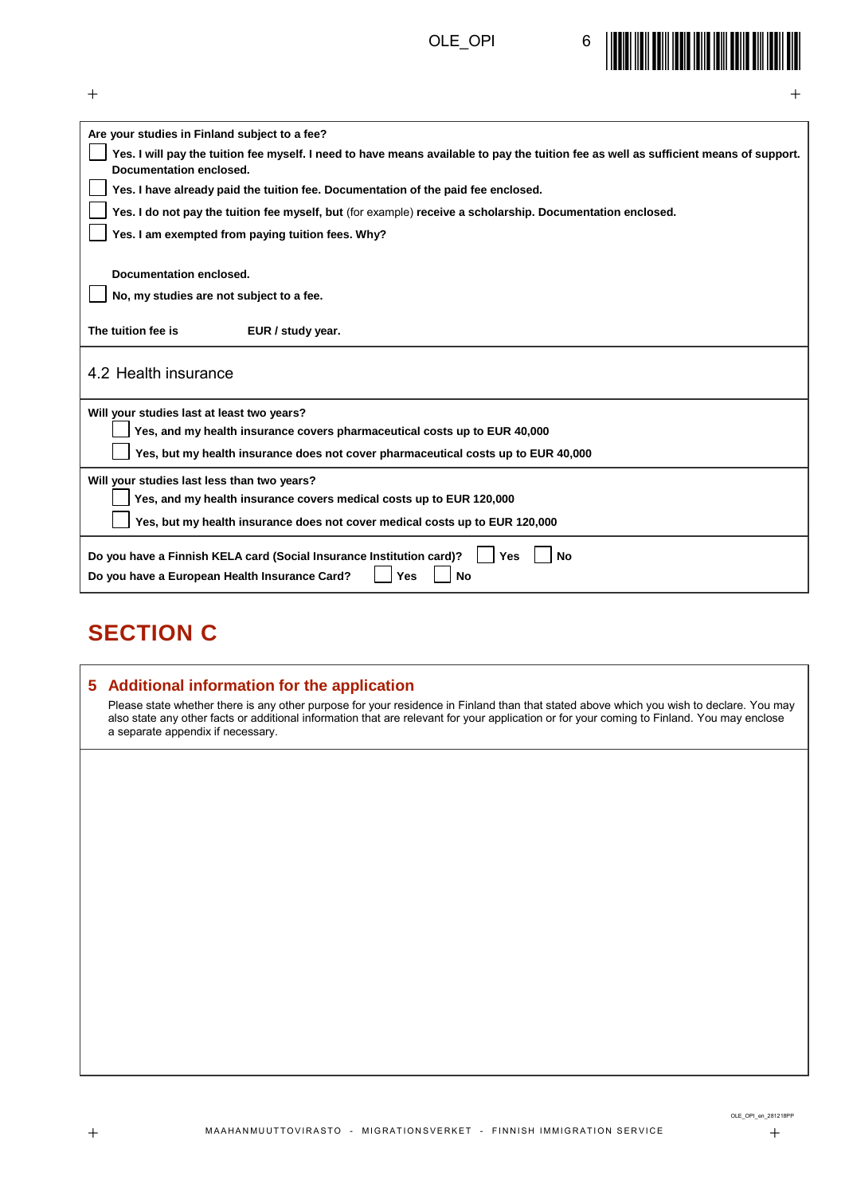**Are your studies in Finland subject to a fee?**

- ☐ **Yes. I will pay the tuition fee myself. I need to have means available to pay the tuition fee as well as sufficient means of support. Documentation enclosed.**
- ☐ **Yes. I have already paid the tuition fee. Documentation of the paid fee enclosed.**
- ☐ **Yes. I do not pay the tuition fee myself, but** (for example) **receive a scholarship. Documentation enclosed.**
- ☐ **Yes. I am exempted from paying tuition fees. Why?**

  **Documentation enclosed.**
- ☐ **No, my studies are not subject to a fee.**

**The tuition fee is** ______ **EUR / study year.**

## 4.2 Health insurance

**Will your studies last at least two years?**

- ☐ **Yes, and my health insurance covers pharmaceutical costs up to EUR 40,000**
- ☐ **Yes, but my health insurance does not cover pharmaceutical costs up to EUR 40,000**

**Will your studies last less than two years?**

- ☐ **Yes, and my health insurance covers medical costs up to EUR 120,000**
- ☐ **Yes, but my health insurance does not cover medical costs up to EUR 120,000**

**Do you have a Finnish KELA card (Social Insurance Institution card)?** ☐ **Yes** ☐ **No**

**Do you have a European Health Insurance Card?** ☐ **Yes** ☐ **No**

# SECTION C

## 5 Additional information for the application

Please state whether there is any other purpose for your residence in Finland than that stated above which you wish to declare. You may also state any other facts or additional information that are relevant for your application or for your coming to Finland. You may enclose a separate appendix if necessary.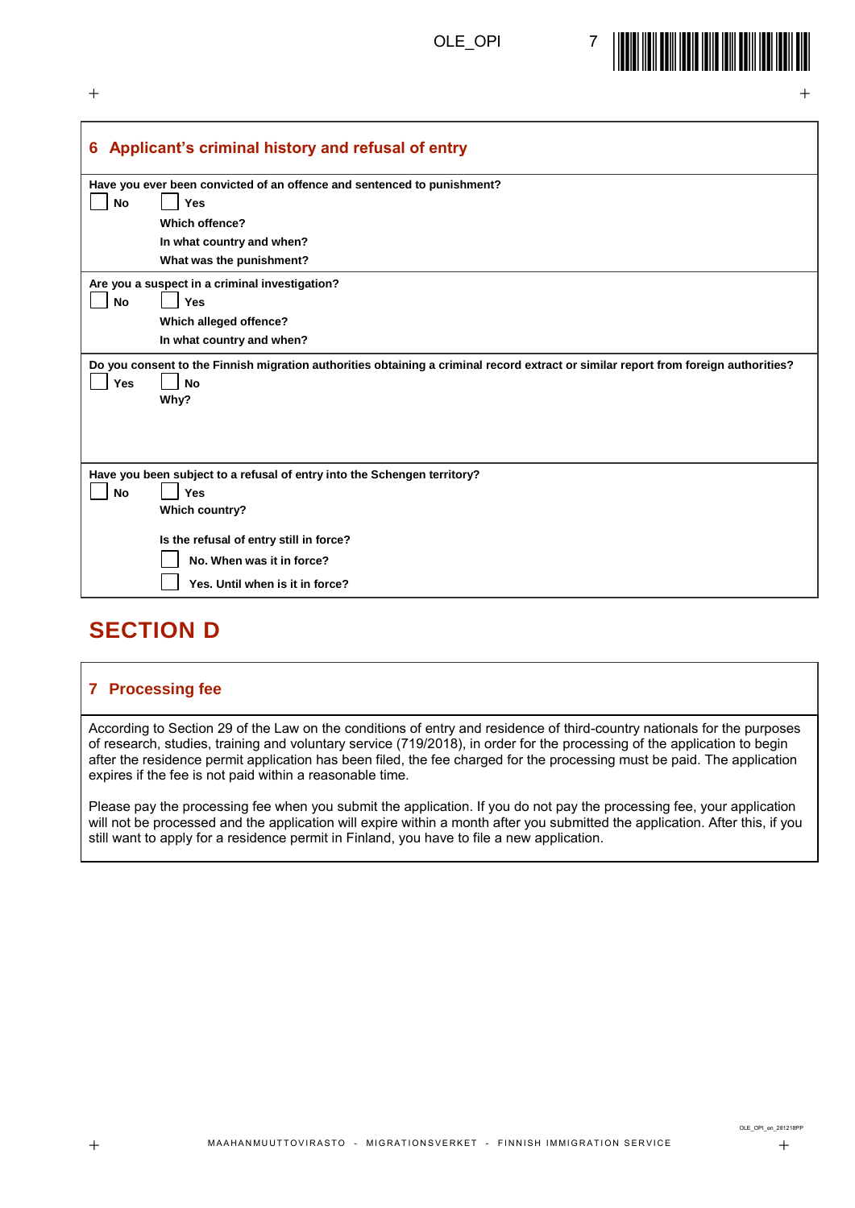## 6 Applicant's criminal history and refusal of entry

**Have you ever been convicted of an offence and sentenced to punishment?**

- [ ] **No**
- [ ] **Yes**

**Which offence?**

**In what country and when?**

**What was the punishment?**

**Are you a suspect in a criminal investigation?**

- [ ] **No**
- [ ] **Yes**

**Which alleged offence?**

**In what country and when?**

**Do you consent to the Finnish migration authorities obtaining a criminal record extract or similar report from foreign authorities?**

- [ ] **Yes**
- [ ] **No**

**Why?**

**Have you been subject to a refusal of entry into the Schengen territory?**

- [ ] **No**
- [ ] **Yes**

**Which country?**

**Is the refusal of entry still in force?**

- [ ] **No. When was it in force?**
- [ ] **Yes. Until when is it in force?**

# SECTION D

## 7 Processing fee

According to Section 29 of the Law on the conditions of entry and residence of third-country nationals for the purposes of research, studies, training and voluntary service (719/2018), in order for the processing of the application to begin after the residence permit application has been filed, the fee charged for the processing must be paid. The application expires if the fee is not paid within a reasonable time.

Please pay the processing fee when you submit the application. If you do not pay the processing fee, your application will not be processed and the application will expire within a month after you submitted the application. After this, if you still want to apply for a residence permit in Finland, you have to file a new application.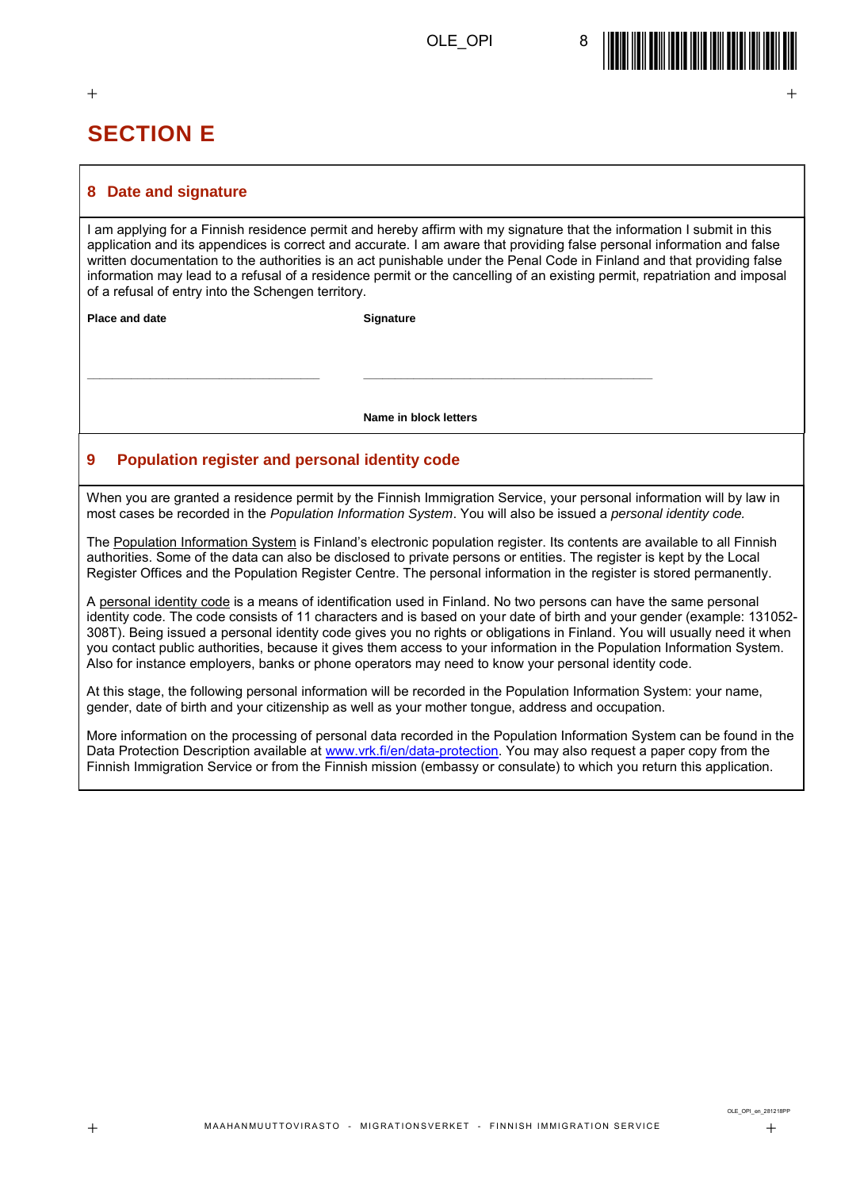# SECTION E

## 8 Date and signature

I am applying for a Finnish residence permit and hereby affirm with my signature that the information I submit in this application and its appendices is correct and accurate. I am aware that providing false personal information and false written documentation to the authorities is an act punishable under the Penal Code in Finland and that providing false information may lead to a refusal of a residence permit or the cancelling of an existing permit, repatriation and imposal of a refusal of entry into the Schengen territory.

**Place and date**

\_\_\_\_\_\_\_\_\_\_\_\_\_\_\_\_\_\_\_\_\_\_\_\_\_\_\_\_\_\_\_\_\_\_\_\_\_\_\_\_

**Signature**

\_\_\_\_\_\_\_\_\_\_\_\_\_\_\_\_\_\_\_\_\_\_\_\_\_\_\_\_\_\_\_\_\_\_\_\_\_\_\_\_

**Name in block letters**

## 9 Population register and personal identity code

When you are granted a residence permit by the Finnish Immigration Service, your personal information will by law in most cases be recorded in the *Population Information System*. You will also be issued a *personal identity code.*

The Population Information System is Finland's electronic population register. Its contents are available to all Finnish authorities. Some of the data can also be disclosed to private persons or entities. The register is kept by the Local Register Offices and the Population Register Centre. The personal information in the register is stored permanently.

A personal identity code is a means of identification used in Finland. No two persons can have the same personal identity code. The code consists of 11 characters and is based on your date of birth and your gender (example: 131052-308T). Being issued a personal identity code gives you no rights or obligations in Finland. You will usually need it when you contact public authorities, because it gives them access to your information in the Population Information System. Also for instance employers, banks or phone operators may need to know your personal identity code.

At this stage, the following personal information will be recorded in the Population Information System: your name, gender, date of birth and your citizenship as well as your mother tongue, address and occupation.

More information on the processing of personal data recorded in the Population Information System can be found in the Data Protection Description available at www.vrk.fi/en/data-protection. You may also request a paper copy from the Finnish Immigration Service or from the Finnish mission (embassy or consulate) to which you return this application.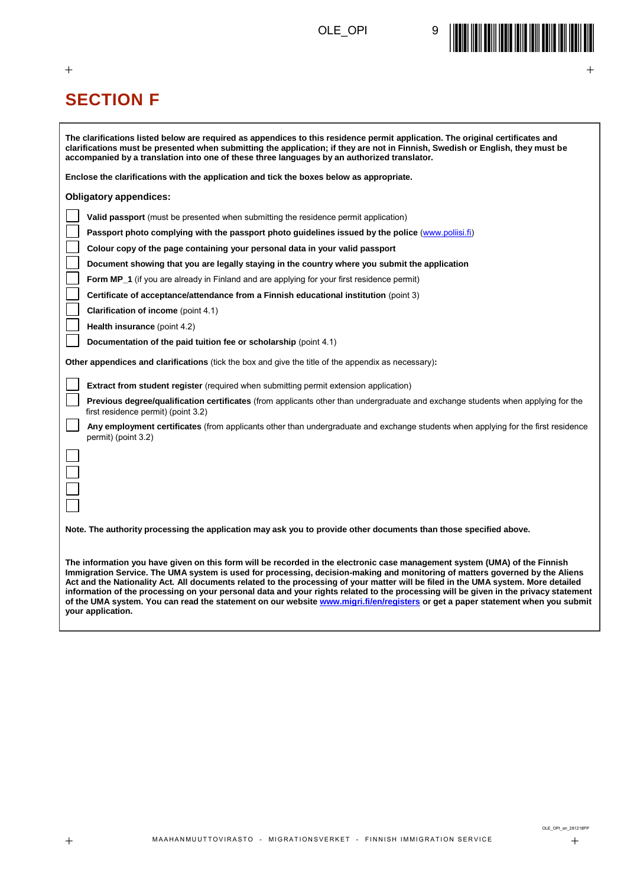# SECTION F

**The clarifications listed below are required as appendices to this residence permit application. The original certificates and clarifications must be presented when submitting the application; if they are not in Finnish, Swedish or English, they must be accompanied by a translation into one of these three languages by an authorized translator.**

**Enclose the clarifications with the application and tick the boxes below as appropriate.**

**Obligatory appendices:**

- ☐ **Valid passport** (must be presented when submitting the residence permit application)
- ☐ **Passport photo complying with the passport photo guidelines issued by the police** (www.poliisi.fi)
- ☐ **Colour copy of the page containing your personal data in your valid passport**
- ☐ **Document showing that you are legally staying in the country where you submit the application**
- ☐ **Form MP_1** (if you are already in Finland and are applying for your first residence permit)
- ☐ **Certificate of acceptance/attendance from a Finnish educational institution** (point 3)
- ☐ **Clarification of income** (point 4.1)
- ☐ **Health insurance** (point 4.2)
- ☐ **Documentation of the paid tuition fee or scholarship** (point 4.1)

**Other appendices and clarifications** (tick the box and give the title of the appendix as necessary)**:**

- ☐ **Extract from student register** (required when submitting permit extension application)
- ☐ **Previous degree/qualification certificates** (from applicants other than undergraduate and exchange students when applying for the first residence permit) (point 3.2)
- ☐ **Any employment certificates** (from applicants other than undergraduate and exchange students when applying for the first residence permit) (point 3.2)
- ☐
- ☐
- ☐
- ☐

**Note. The authority processing the application may ask you to provide other documents than those specified above.**

**The information you have given on this form will be recorded in the electronic case management system (UMA) of the Finnish Immigration Service. The UMA system is used for processing, decision-making and monitoring of matters governed by the Aliens Act and the Nationality Act. All documents related to the processing of your matter will be filed in the UMA system. More detailed information of the processing on your personal data and your rights related to the processing will be given in the privacy statement of the UMA system. You can read the statement on our website www.migri.fi/en/registers or get a paper statement when you submit your application.**